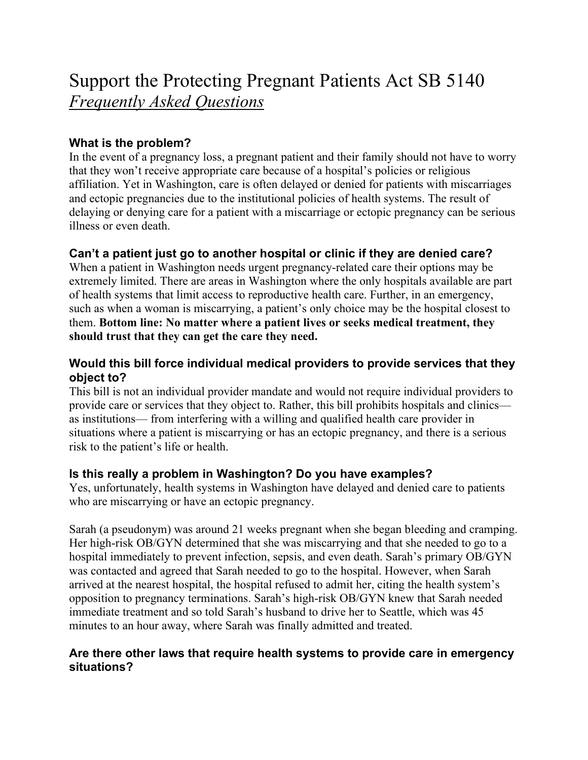# Support the Protecting Pregnant Patients Act SB 5140

*Frequently Asked Questions*

### What is the problem?

In the event of a pregnancy loss, a pregnant patient and their family should not have to worry that they won't receive appropriate care because of a hospital's policies or religious affiliation. Yet in Washington, care is often delayed or denied for patients with miscarriages and ectopic pregnancies due to the institutional policies of health systems. The result of delaying or denying care for a patient with a miscarriage or ectopic pregnancy can be serious illness or even death.

### Can't a patient just go to another hospital or clinic if they are denied care?

When a patient in Washington needs urgent pregnancy-related care their options may be extremely limited. There are areas in Washington where the only hospitals available are part of health systems that limit access to reproductive health care. Further, in an emergency, such as when a woman is miscarrying, a patient's only choice may be the hospital closest to them. **Bottom line: No matter where a patient lives or seeks medical treatment, they should trust that they can get the care they need.**

### Would this bill force individual medical providers to provide services that they object to?

This bill is not an individual provider mandate and would not require individual providers to provide care or services that they object to. Rather, this bill prohibits hospitals and clinics—as institutions— from interfering with a willing and qualified health care provider in situations where a patient is miscarrying or has an ectopic pregnancy, and there is a serious risk to the patient's life or health.

### Is this really a problem in Washington? Do you have examples?

Yes, unfortunately, health systems in Washington have delayed and denied care to patients who are miscarrying or have an ectopic pregnancy.

Sarah (a pseudonym) was around 21 weeks pregnant when she began bleeding and cramping. Her high-risk OB/GYN determined that she was miscarrying and that she needed to go to a hospital immediately to prevent infection, sepsis, and even death. Sarah's primary OB/GYN was contacted and agreed that Sarah needed to go to the hospital. However, when Sarah arrived at the nearest hospital, the hospital refused to admit her, citing the health system's opposition to pregnancy terminations. Sarah's high-risk OB/GYN knew that Sarah needed immediate treatment and so told Sarah's husband to drive her to Seattle, which was 45 minutes to an hour away, where Sarah was finally admitted and treated.

### Are there other laws that require health systems to provide care in emergency situations?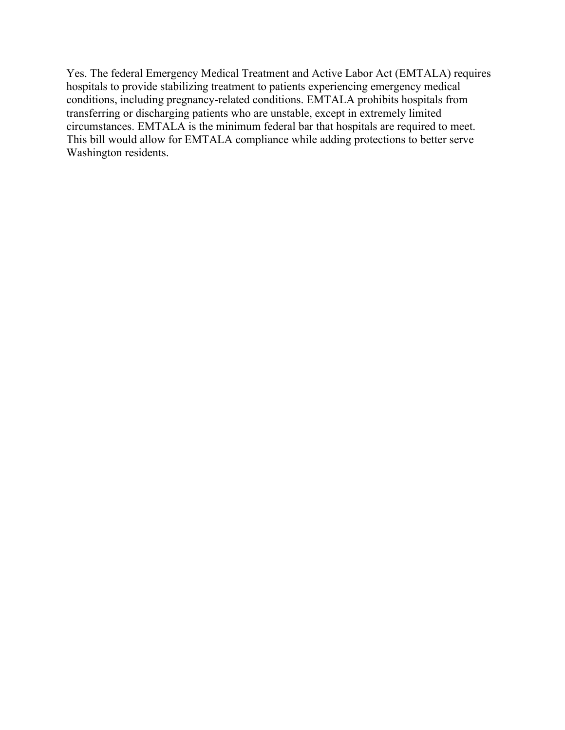Yes. The federal Emergency Medical Treatment and Active Labor Act (EMTALA) requires hospitals to provide stabilizing treatment to patients experiencing emergency medical conditions, including pregnancy-related conditions. EMTALA prohibits hospitals from transferring or discharging patients who are unstable, except in extremely limited circumstances. EMTALA is the minimum federal bar that hospitals are required to meet. This bill would allow for EMTALA compliance while adding protections to better serve Washington residents.